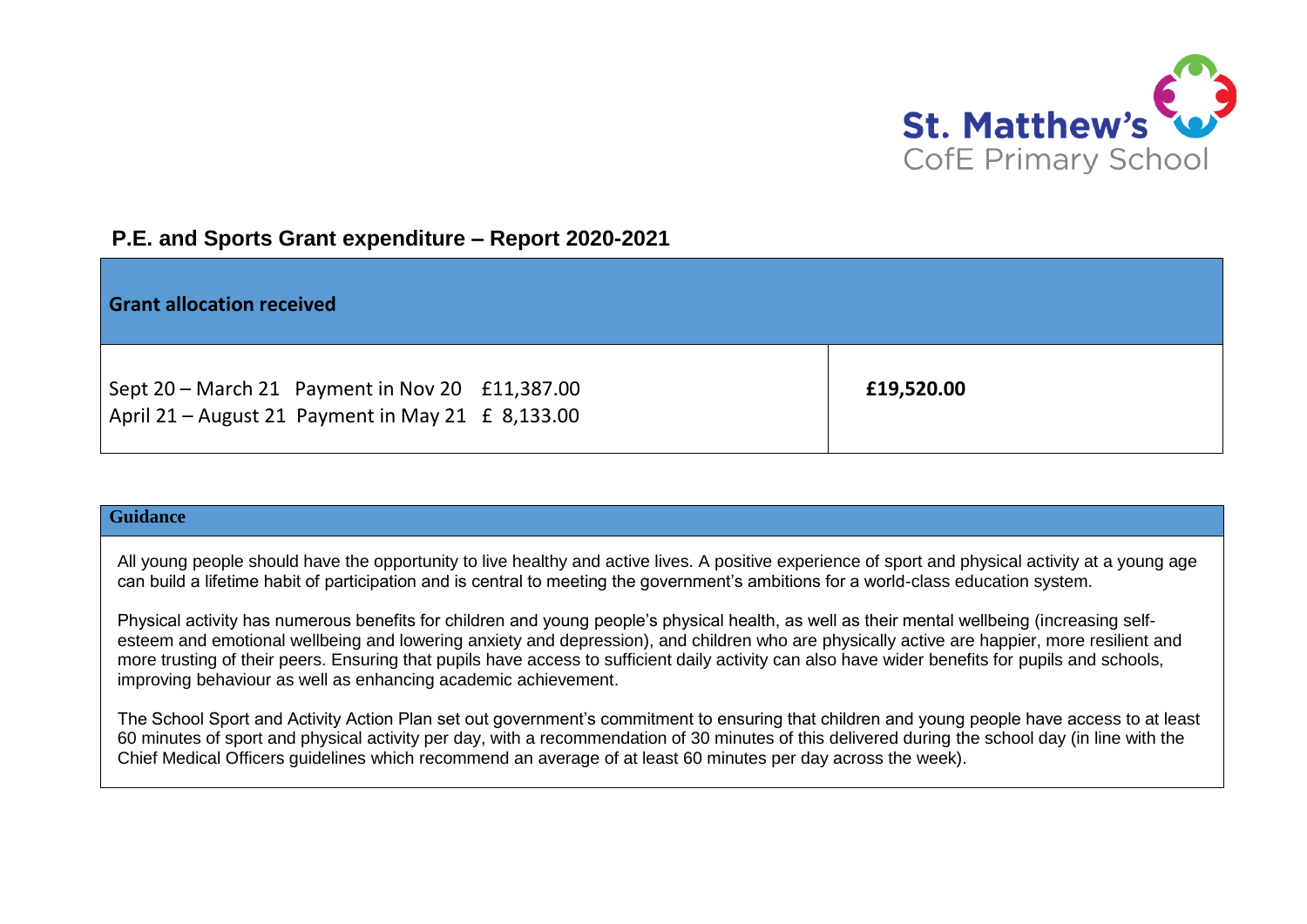St. Matthew's
CofE Primary School

## P.E. and Sports Grant expenditure – Report 2020-2021

| Grant allocation received | |
|---|---|
| Sept 20 – March 21 Payment in Nov 20 £11,387.00<br>April 21 – August 21 Payment in May 21 £ 8,133.00 | **£19,520.00** |

| Guidance |
|---|
| All young people should have the opportunity to live healthy and active lives. A positive experience of sport and physical activity at a young age can build a lifetime habit of participation and is central to meeting the government's ambitions for a world-class education system.<br><br>Physical activity has numerous benefits for children and young people's physical health, as well as their mental wellbeing (increasing self-esteem and emotional wellbeing and lowering anxiety and depression), and children who are physically active are happier, more resilient and more trusting of their peers. Ensuring that pupils have access to sufficient daily activity can also have wider benefits for pupils and schools, improving behaviour as well as enhancing academic achievement.<br><br>The School Sport and Activity Action Plan set out government's commitment to ensuring that children and young people have access to at least 60 minutes of sport and physical activity per day, with a recommendation of 30 minutes of this delivered during the school day (in line with the Chief Medical Officers guidelines which recommend an average of at least 60 minutes per day across the week). |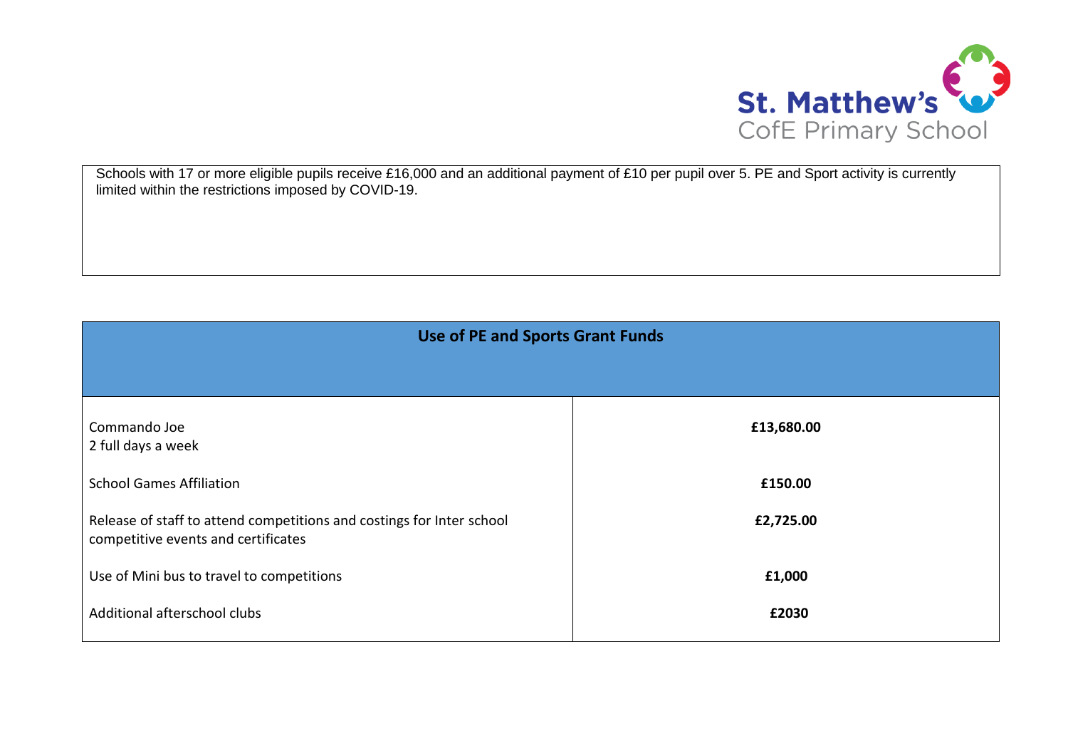Schools with 17 or more eligible pupils receive £16,000 and an additional payment of £10 per pupil over 5. PE and Sport activity is currently limited within the restrictions imposed by COVID-19.

| Use of PE and Sports Grant Funds | |
|---|---|
| Commando Joe<br>2 full days a week | **£13,680.00** |
| School Games Affiliation | **£150.00** |
| Release of staff to attend competitions and costings for Inter school competitive events and certificates | **£2,725.00** |
| Use of Mini bus to travel to competitions | **£1,000** |
| Additional afterschool clubs | **£2030** |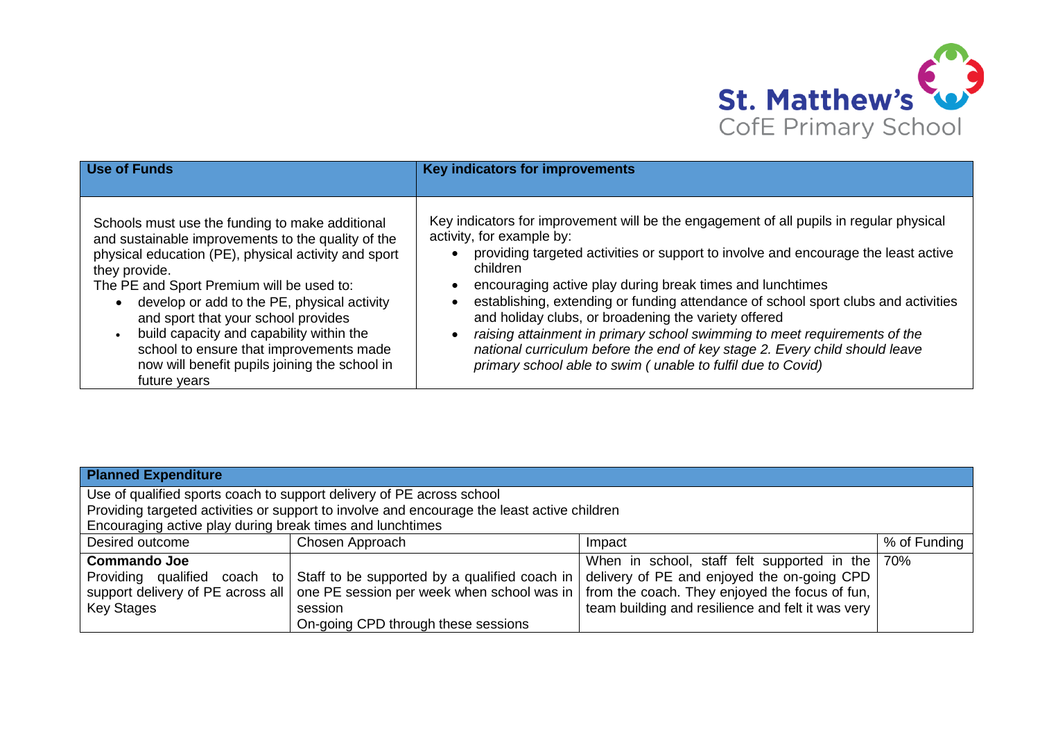St. Matthew's CofE Primary School

| Use of Funds | Key indicators for improvements |
|---|---|
| Schools must use the funding to make additional and sustainable improvements to the quality of the physical education (PE), physical activity and sport they provide.<br>The PE and Sport Premium will be used to:<br>• develop or add to the PE, physical activity and sport that your school provides<br>• build capacity and capability within the school to ensure that improvements made now will benefit pupils joining the school in future years | Key indicators for improvement will be the engagement of all pupils in regular physical activity, for example by:<br>• providing targeted activities or support to involve and encourage the least active children<br>• encouraging active play during break times and lunchtimes<br>• establishing, extending or funding attendance of school sport clubs and activities and holiday clubs, or broadening the variety offered<br>• *raising attainment in primary school swimming to meet requirements of the national curriculum before the end of key stage 2. Every child should leave primary school able to swim ( unable to fulfil due to Covid)* |

| Planned Expenditure | | | |
|---|---|---|---|
| Use of qualified sports coach to support delivery of PE across school<br>Providing targeted activities or support to involve and encourage the least active children<br>Encouraging active play during break times and lunchtimes | | | |
| Desired outcome | Chosen Approach | Impact | % of Funding |
| **Commando Joe**<br>Providing qualified coach to support delivery of PE across all Key Stages | Staff to be supported by a qualified coach in one PE session per week when school was in session<br>On-going CPD through these sessions | When in school, staff felt supported in the delivery of PE and enjoyed the on-going CPD from the coach. They enjoyed the focus of fun, team building and resilience and felt it was very | 70% |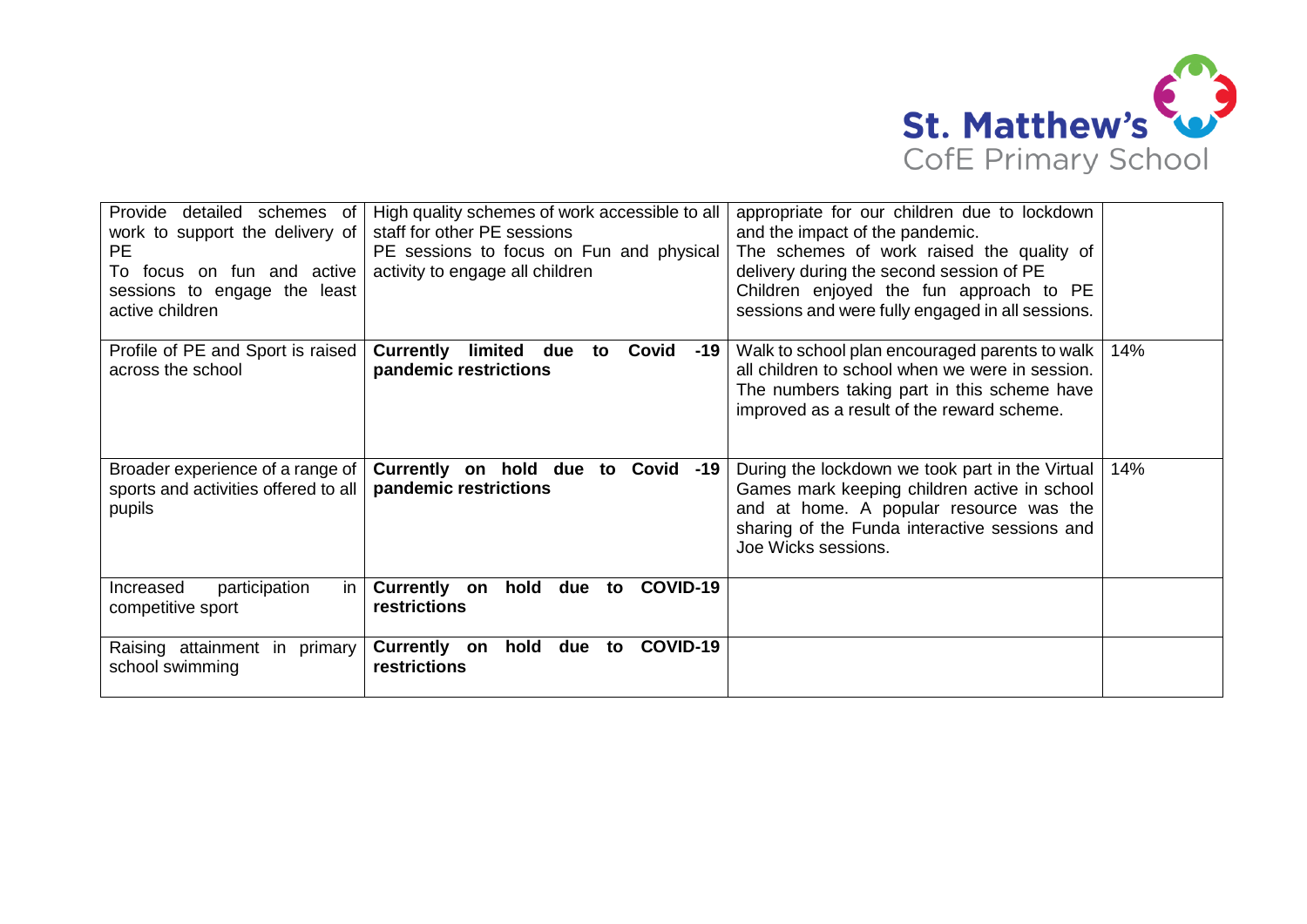| | | | |
|---|---|---|---|
| Provide detailed schemes of work to support the delivery of PE<br>To focus on fun and active sessions to engage the least active children | High quality schemes of work accessible to all staff for other PE sessions<br>PE sessions to focus on Fun and physical activity to engage all children | appropriate for our children due to lockdown and the impact of the pandemic.<br>The schemes of work raised the quality of delivery during the second session of PE<br>Children enjoyed the fun approach to PE sessions and were fully engaged in all sessions. | |
| Profile of PE and Sport is raised across the school | **Currently limited due to Covid -19 pandemic restrictions** | Walk to school plan encouraged parents to walk all children to school when we were in session. The numbers taking part in this scheme have improved as a result of the reward scheme. | 14% |
| Broader experience of a range of sports and activities offered to all pupils | **Currently on hold due to Covid -19 pandemic restrictions** | During the lockdown we took part in the Virtual Games mark keeping children active in school and at home. A popular resource was the sharing of the Funda interactive sessions and Joe Wicks sessions. | 14% |
| Increased participation in competitive sport | **Currently on hold due to COVID-19 restrictions** | | |
| Raising attainment in primary school swimming | **Currently on hold due to COVID-19 restrictions** | | |